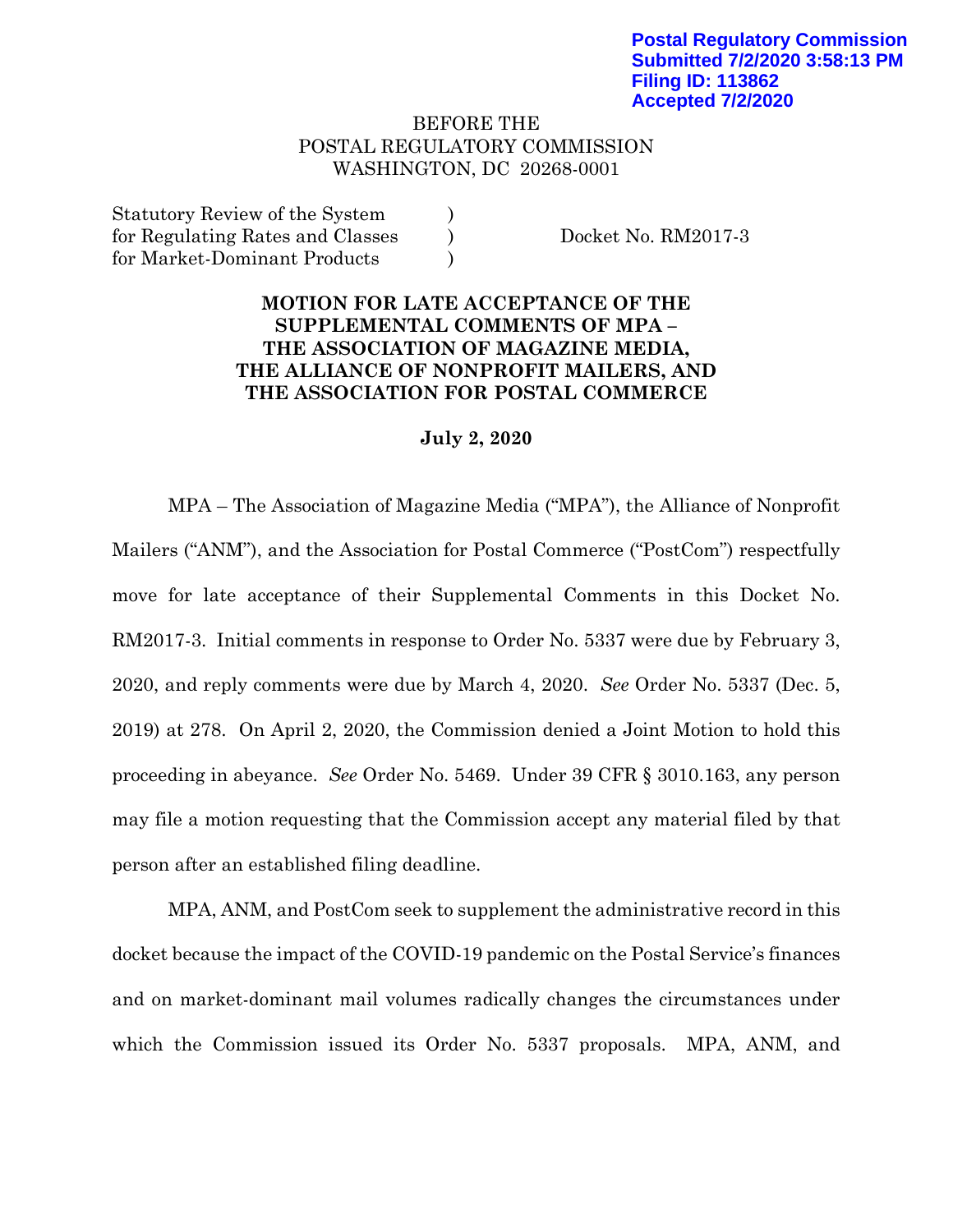Postal Regulatory Commission
Submitted 7/2/2020 3:58:13 PM
Filing ID: 113862
Accepted 7/2/2020

BEFORE THE
POSTAL REGULATORY COMMISSION
WASHINGTON, DC 20268-0001

| | | |
|---|---|---|
| Statutory Review of the System for Regulating Rates and Classes for Market-Dominant Products | ) | Docket No. RM2017-3 |

**MOTION FOR LATE ACCEPTANCE OF THE SUPPLEMENTAL COMMENTS OF MPA – THE ASSOCIATION OF MAGAZINE MEDIA, THE ALLIANCE OF NONPROFIT MAILERS, AND THE ASSOCIATION FOR POSTAL COMMERCE**

**July 2, 2020**

MPA – The Association of Magazine Media ("MPA"), the Alliance of Nonprofit Mailers ("ANM"), and the Association for Postal Commerce ("PostCom") respectfully move for late acceptance of their Supplemental Comments in this Docket No. RM2017-3. Initial comments in response to Order No. 5337 were due by February 3, 2020, and reply comments were due by March 4, 2020. *See* Order No. 5337 (Dec. 5, 2019) at 278. On April 2, 2020, the Commission denied a Joint Motion to hold this proceeding in abeyance. *See* Order No. 5469. Under 39 CFR § 3010.163, any person may file a motion requesting that the Commission accept any material filed by that person after an established filing deadline.

MPA, ANM, and PostCom seek to supplement the administrative record in this docket because the impact of the COVID-19 pandemic on the Postal Service's finances and on market-dominant mail volumes radically changes the circumstances under which the Commission issued its Order No. 5337 proposals. MPA, ANM, and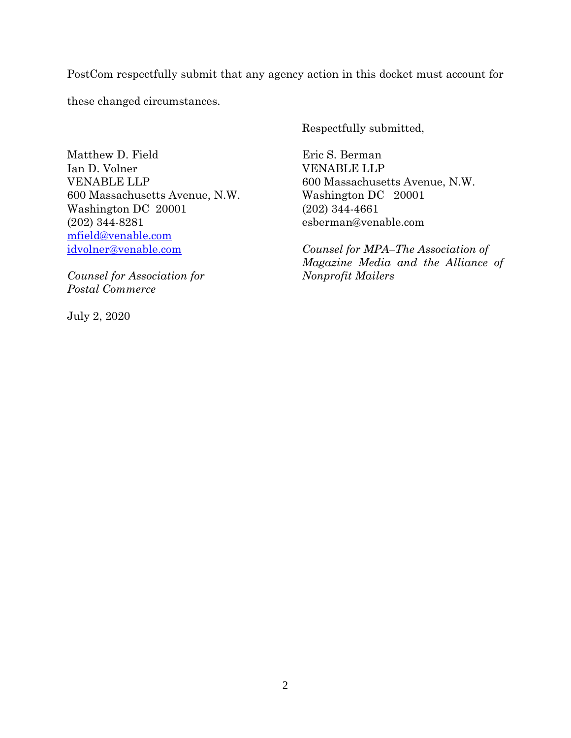PostCom respectfully submit that any agency action in this docket must account for these changed circumstances.

Respectfully submitted,

Matthew D. Field
Ian D. Volner
VENABLE LLP
600 Massachusetts Avenue, N.W.
Washington DC 20001
(202) 344-8281
mfield@venable.com
idvolner@venable.com

*Counsel for Association for Postal Commerce*

Eric S. Berman
VENABLE LLP
600 Massachusetts Avenue, N.W.
Washington DC 20001
(202) 344-4661
esberman@venable.com

*Counsel for MPA–The Association of Magazine Media and the Alliance of Nonprofit Mailers*

July 2, 2020